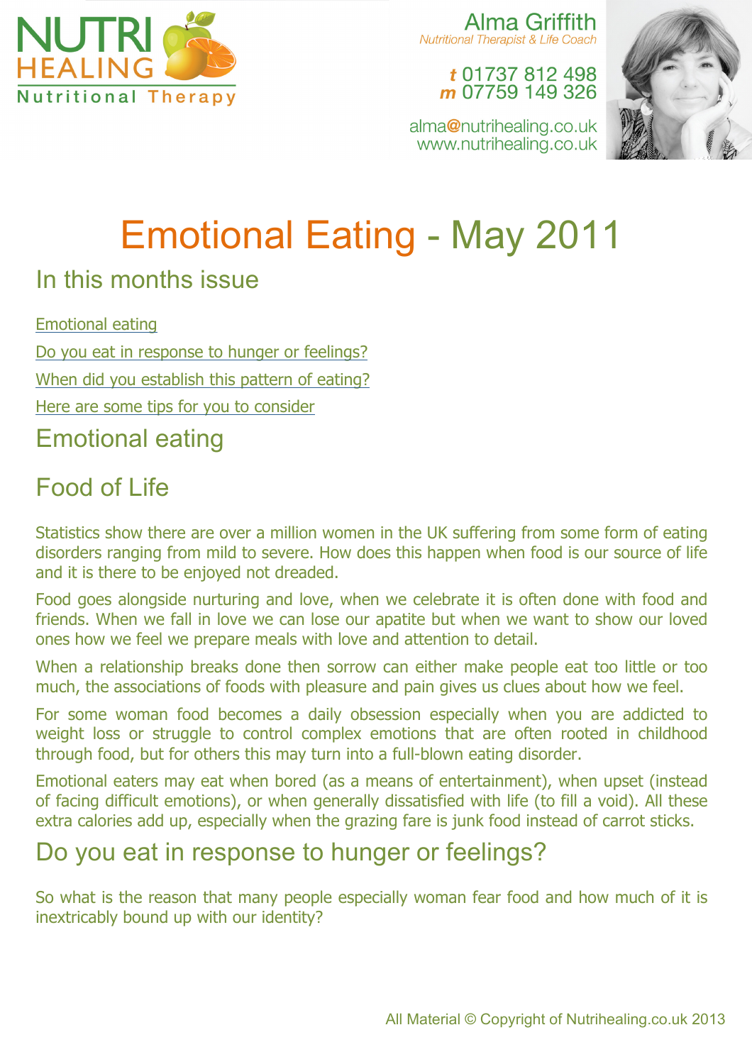NUTRI HEALING
Nutritional Therapy

Alma Griffith
*Nutritional Therapist & Life Coach*

**t** 01737 812 498
**m** 07759 149 326

alma@nutrihealing.co.uk
www.nutrihealing.co.uk

# Emotional Eating - May 2011

## In this months issue

- Emotional eating
- Do you eat in response to hunger or feelings?
- When did you establish this pattern of eating?
- Here are some tips for you to consider

## Emotional eating

## Food of Life

Statistics show there are over a million women in the UK suffering from some form of eating disorders ranging from mild to severe. How does this happen when food is our source of life and it is there to be enjoyed not dreaded.

Food goes alongside nurturing and love, when we celebrate it is often done with food and friends. When we fall in love we can lose our apatite but when we want to show our loved ones how we feel we prepare meals with love and attention to detail.

When a relationship breaks done then sorrow can either make people eat too little or too much, the associations of foods with pleasure and pain gives us clues about how we feel.

For some woman food becomes a daily obsession especially when you are addicted to weight loss or struggle to control complex emotions that are often rooted in childhood through food, but for others this may turn into a full-blown eating disorder.

Emotional eaters may eat when bored (as a means of entertainment), when upset (instead of facing difficult emotions), or when generally dissatisfied with life (to fill a void). All these extra calories add up, especially when the grazing fare is junk food instead of carrot sticks.

## Do you eat in response to hunger or feelings?

So what is the reason that many people especially woman fear food and how much of it is inextricably bound up with our identity?

All Material © Copyright of Nutrihealing.co.uk 2013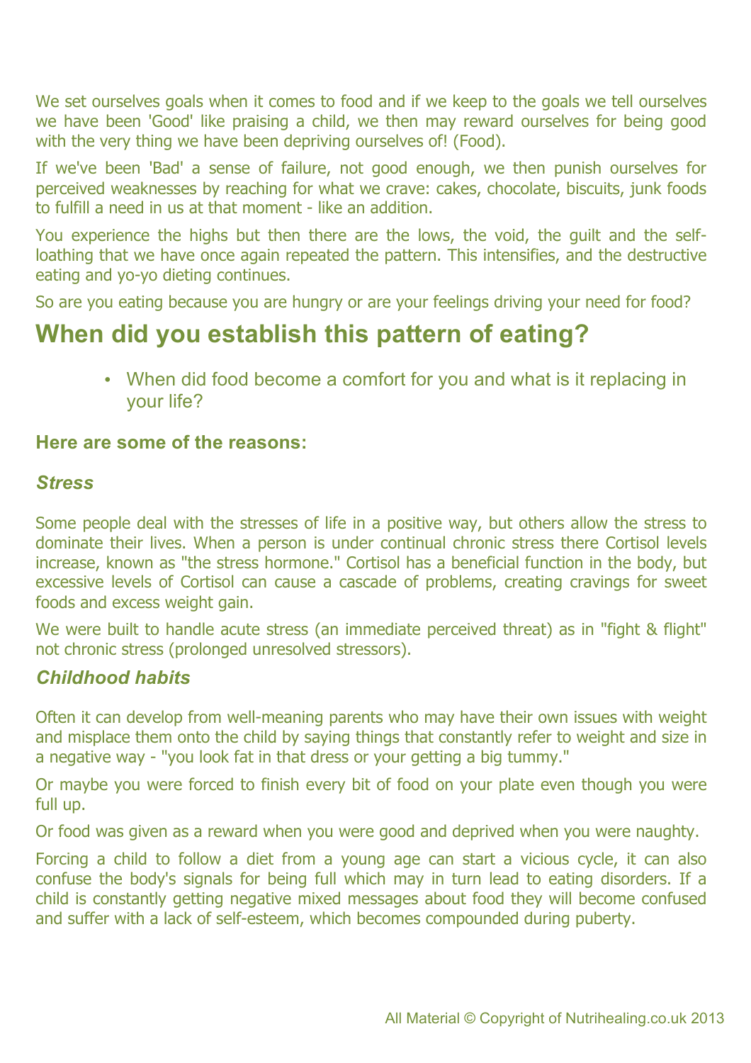We set ourselves goals when it comes to food and if we keep to the goals we tell ourselves we have been 'Good' like praising a child, we then may reward ourselves for being good with the very thing we have been depriving ourselves of! (Food).

If we've been 'Bad' a sense of failure, not good enough, we then punish ourselves for perceived weaknesses by reaching for what we crave: cakes, chocolate, biscuits, junk foods to fulfill a need in us at that moment - like an addition.

You experience the highs but then there are the lows, the void, the guilt and the self-loathing that we have once again repeated the pattern. This intensifies, and the destructive eating and yo-yo dieting continues.

So are you eating because you are hungry or are your feelings driving your need for food?

## When did you establish this pattern of eating?

- When did food become a comfort for you and what is it replacing in your life?

**Here are some of the reasons:**

### *Stress*

Some people deal with the stresses of life in a positive way, but others allow the stress to dominate their lives. When a person is under continual chronic stress there Cortisol levels increase, known as "the stress hormone." Cortisol has a beneficial function in the body, but excessive levels of Cortisol can cause a cascade of problems, creating cravings for sweet foods and excess weight gain.

We were built to handle acute stress (an immediate perceived threat) as in "fight & flight" not chronic stress (prolonged unresolved stressors).

### *Childhood habits*

Often it can develop from well-meaning parents who may have their own issues with weight and misplace them onto the child by saying things that constantly refer to weight and size in a negative way - "you look fat in that dress or your getting a big tummy."

Or maybe you were forced to finish every bit of food on your plate even though you were full up.

Or food was given as a reward when you were good and deprived when you were naughty.

Forcing a child to follow a diet from a young age can start a vicious cycle, it can also confuse the body's signals for being full which may in turn lead to eating disorders. If a child is constantly getting negative mixed messages about food they will become confused and suffer with a lack of self-esteem, which becomes compounded during puberty.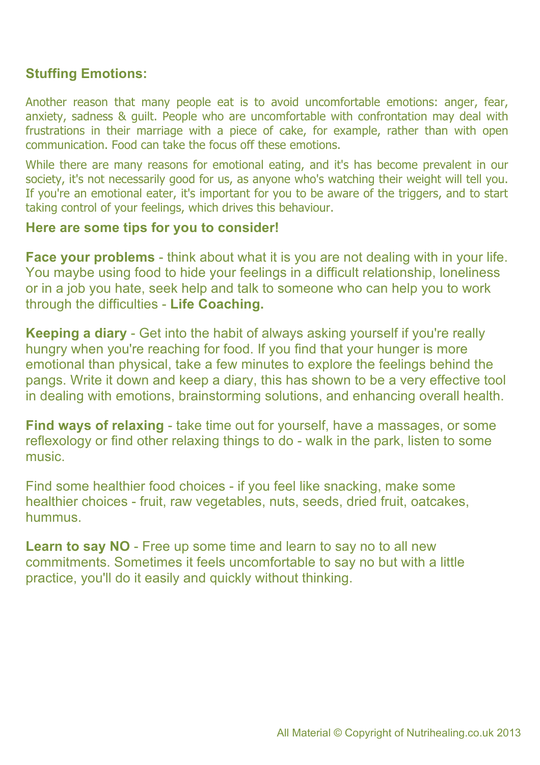## Stuffing Emotions:

Another reason that many people eat is to avoid uncomfortable emotions: anger, fear, anxiety, sadness & guilt. People who are uncomfortable with confrontation may deal with frustrations in their marriage with a piece of cake, for example, rather than with open communication. Food can take the focus off these emotions.

While there are many reasons for emotional eating, and it's has become prevalent in our society, it's not necessarily good for us, as anyone who's watching their weight will tell you. If you're an emotional eater, it's important for you to be aware of the triggers, and to start taking control of your feelings, which drives this behaviour.

**Here are some tips for you to consider!**

**Face your problems** - think about what it is you are not dealing with in your life. You maybe using food to hide your feelings in a difficult relationship, loneliness or in a job you hate, seek help and talk to someone who can help you to work through the difficulties - **Life Coaching.**

**Keeping a diary** - Get into the habit of always asking yourself if you're really hungry when you're reaching for food. If you find that your hunger is more emotional than physical, take a few minutes to explore the feelings behind the pangs. Write it down and keep a diary, this has shown to be a very effective tool in dealing with emotions, brainstorming solutions, and enhancing overall health.

**Find ways of relaxing** - take time out for yourself, have a massages, or some reflexology or find other relaxing things to do - walk in the park, listen to some music.

Find some healthier food choices - if you feel like snacking, make some healthier choices - fruit, raw vegetables, nuts, seeds, dried fruit, oatcakes, hummus.

**Learn to say NO** - Free up some time and learn to say no to all new commitments. Sometimes it feels uncomfortable to say no but with a little practice, you'll do it easily and quickly without thinking.

All Material © Copyright of Nutrihealing.co.uk 2013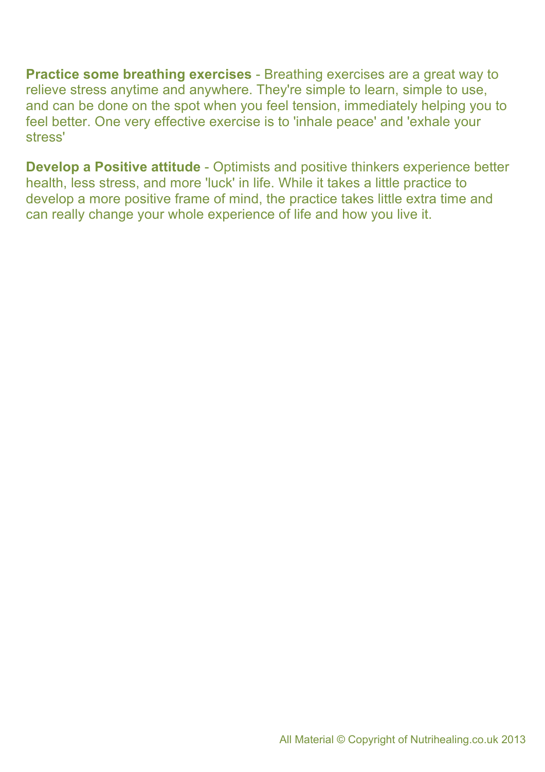**Practice some breathing exercises** - Breathing exercises are a great way to relieve stress anytime and anywhere. They're simple to learn, simple to use, and can be done on the spot when you feel tension, immediately helping you to feel better. One very effective exercise is to 'inhale peace' and 'exhale your stress'

**Develop a Positive attitude** - Optimists and positive thinkers experience better health, less stress, and more 'luck' in life. While it takes a little practice to develop a more positive frame of mind, the practice takes little extra time and can really change your whole experience of life and how you live it.

All Material © Copyright of Nutrihealing.co.uk 2013